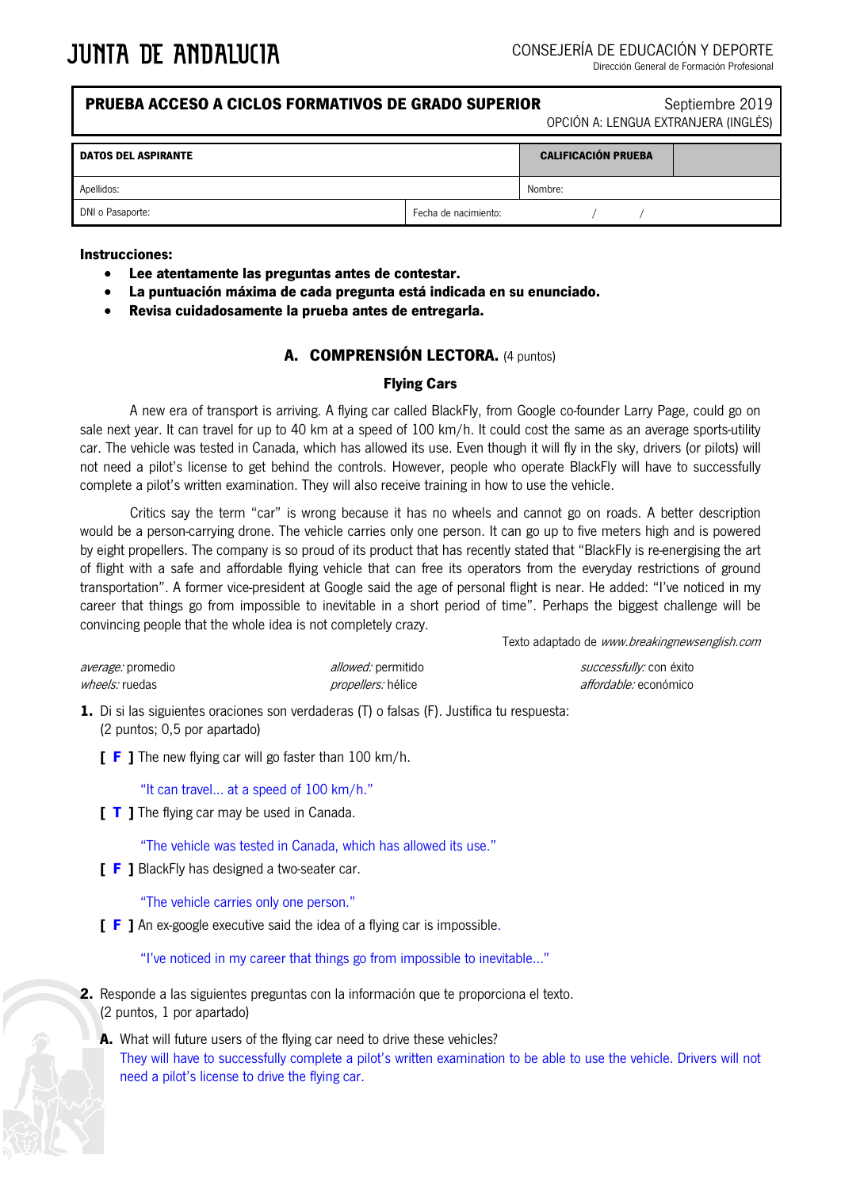JUNTA DE ANDALUCIA

CONSEJERÍA DE EDUCACIÓN Y DEPORTE
Dirección General de Formación Profesional

**PRUEBA ACCESO A CICLOS FORMATIVOS DE GRADO SUPERIOR** Septiembre 2019
OPCIÓN A: LENGUA EXTRANJERA (INGLÉS)

| **DATOS DEL ASPIRANTE** | | **CALIFICACIÓN PRUEBA** | |
|---|---|---|---|
| Apellidos: | | Nombre: | |
| DNI o Pasaporte: | Fecha de nacimiento: / / | | |

**Instrucciones:**

- **Lee atentamente las preguntas antes de contestar.**
- **La puntuación máxima de cada pregunta está indicada en su enunciado.**
- **Revisa cuidadosamente la prueba antes de entregarla.**

## A. COMPRENSIÓN LECTORA. (4 puntos)

### Flying Cars

A new era of transport is arriving. A flying car called BlackFly, from Google co-founder Larry Page, could go on sale next year. It can travel for up to 40 km at a speed of 100 km/h. It could cost the same as an average sports-utility car. The vehicle was tested in Canada, which has allowed its use. Even though it will fly in the sky, drivers (or pilots) will not need a pilot's license to get behind the controls. However, people who operate BlackFly will have to successfully complete a pilot's written examination. They will also receive training in how to use the vehicle.

Critics say the term "car" is wrong because it has no wheels and cannot go on roads. A better description would be a person-carrying drone. The vehicle carries only one person. It can go up to five meters high and is powered by eight propellers. The company is so proud of its product that has recently stated that "BlackFly is re-energising the art of flight with a safe and affordable flying vehicle that can free its operators from the everyday restrictions of ground transportation". A former vice-president at Google said the age of personal flight is near. He added: "I've noticed in my career that things go from impossible to inevitable in a short period of time". Perhaps the biggest challenge will be convincing people that the whole idea is not completely crazy.

Texto adaptado de *www.breakingnewsenglish.com*

| | | |
|---|---|---|
| *average:* promedio | *allowed:* permitido | *successfully:* con éxito |
| *wheels:* ruedas | *propellers:* hélice | *affordable:* económico |

**1.** Di si las siguientes oraciones son verdaderas (T) o falsas (F). Justifica tu respuesta: (2 puntos; 0,5 por apartado)

**[ F ]** The new flying car will go faster than 100 km/h.

"It can travel... at a speed of 100 km/h."

**[ T ]** The flying car may be used in Canada.

"The vehicle was tested in Canada, which has allowed its use."

**[ F ]** BlackFly has designed a two-seater car.

"The vehicle carries only one person."

**[ F ]** An ex-google executive said the idea of a flying car is impossible.

"I've noticed in my career that things go from impossible to inevitable..."

**2.** Responde a las siguientes preguntas con la información que te proporciona el texto. (2 puntos, 1 por apartado)

**A.** What will future users of the flying car need to drive these vehicles?
They will have to successfully complete a pilot's written examination to be able to use the vehicle. Drivers will not need a pilot's license to drive the flying car.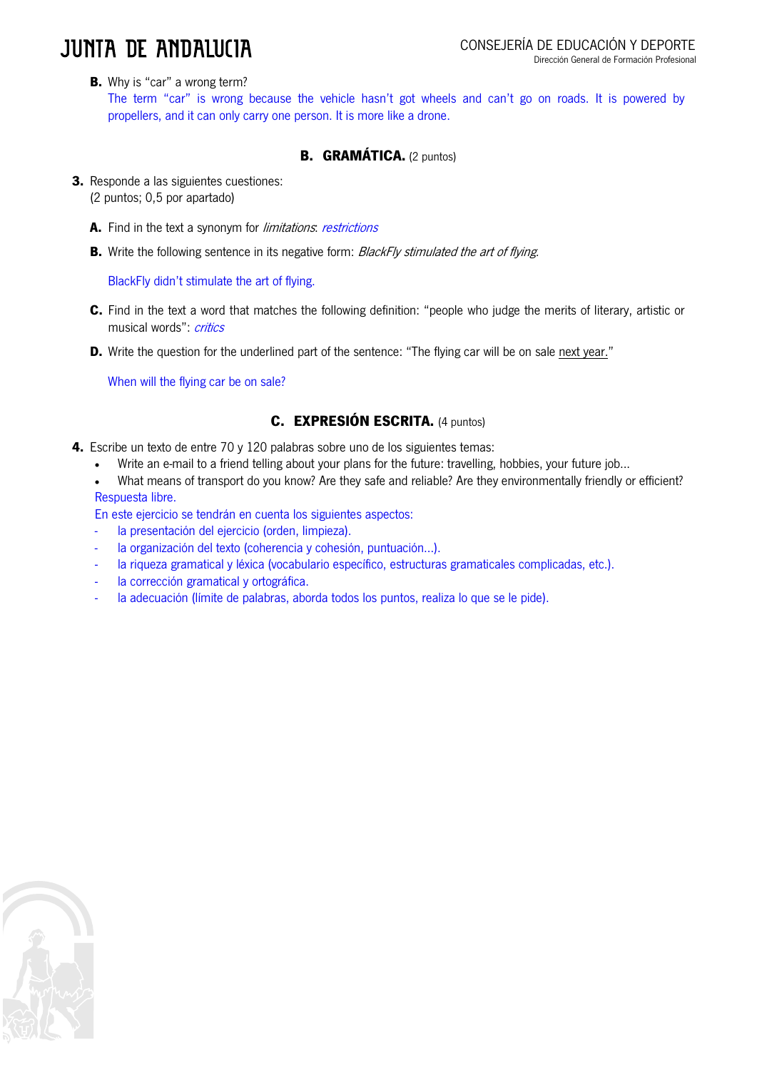**B.** Why is "car" a wrong term?

The term "car" is wrong because the vehicle hasn't got wheels and can't go on roads. It is powered by propellers, and it can only carry one person. It is more like a drone.

## B. GRAMÁTICA. (2 puntos)

**3.** Responde a las siguientes cuestiones:
(2 puntos; 0,5 por apartado)

**A.** Find in the text a synonym for *limitations*: *restrictions*

**B.** Write the following sentence in its negative form: *BlackFly stimulated the art of flying.*

BlackFly didn't stimulate the art of flying.

**C.** Find in the text a word that matches the following definition: "people who judge the merits of literary, artistic or musical words": *critics*

**D.** Write the question for the underlined part of the sentence: "The flying car will be on sale next year."

When will the flying car be on sale?

## C. EXPRESIÓN ESCRITA. (4 puntos)

**4.** Escribe un texto de entre 70 y 120 palabras sobre uno de los siguientes temas:

- Write an e-mail to a friend telling about your plans for the future: travelling, hobbies, your future job...
- What means of transport do you know? Are they safe and reliable? Are they environmentally friendly or efficient?

Respuesta libre.

En este ejercicio se tendrán en cuenta los siguientes aspectos:

- la presentación del ejercicio (orden, limpieza).
- la organización del texto (coherencia y cohesión, puntuación...).
- la riqueza gramatical y léxica (vocabulario específico, estructuras gramaticales complicadas, etc.).
- la corrección gramatical y ortográfica.
- la adecuación (límite de palabras, aborda todos los puntos, realiza lo que se le pide).